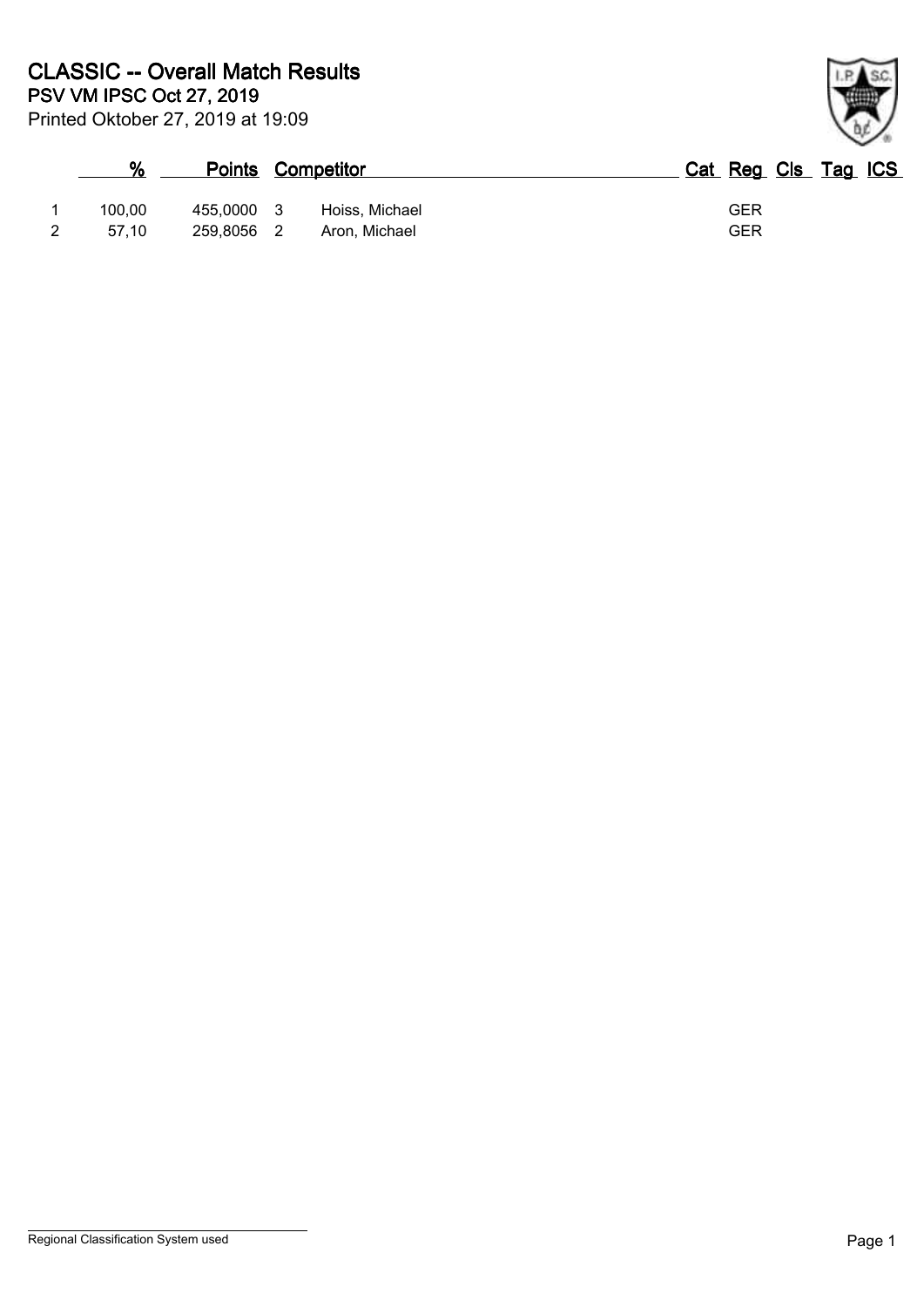# CLASSIC -- Overall Match Results

**PSV VM IPSC Oct 27, 2019**

Printed Oktober 27, 2019 at 19:09

| | % | Points | | Competitor | Cat | Reg | Cls | Tag | ICS |
|---|---|---|---|---|---|---|---|---|---|
| 1 | 100,00 | 455,0000 | 3 | Hoiss, Michael | | GER | | | |
| 2 | 57,10 | 259,8056 | 2 | Aron, Michael | | GER | | | |

Regional Classification System used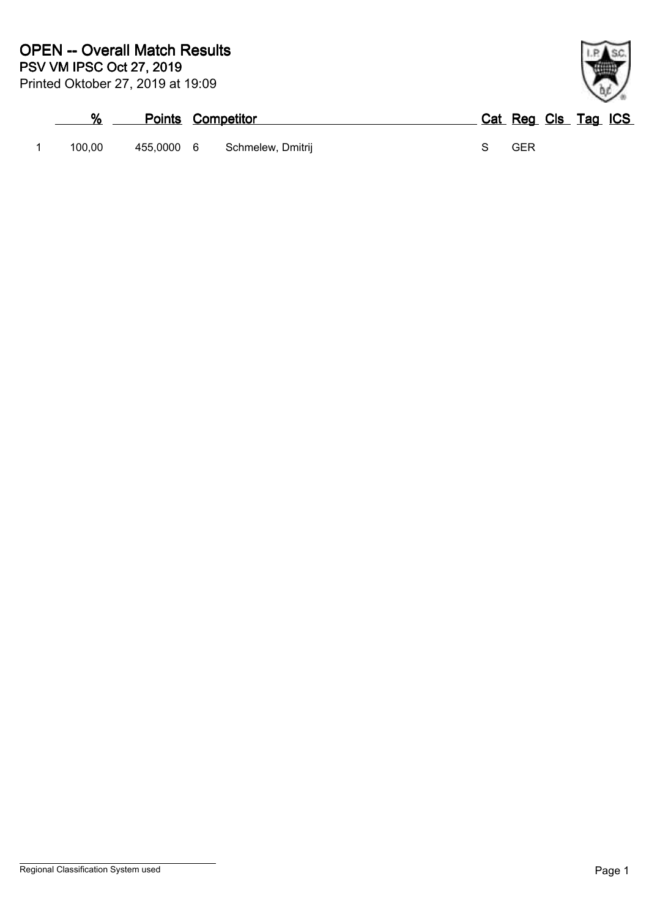# OPEN -- Overall Match Results

**PSV VM IPSC Oct 27, 2019**

Printed Oktober 27, 2019 at 19:09

| | % | Points | | Competitor | Cat | Reg | Cls | Tag | ICS |
|---|---|---|---|---|---|---|---|---|---|
| 1 | 100,00 | 455,0000 | 6 | Schmelew, Dmitrij | S | GER | | | |

Regional Classification System used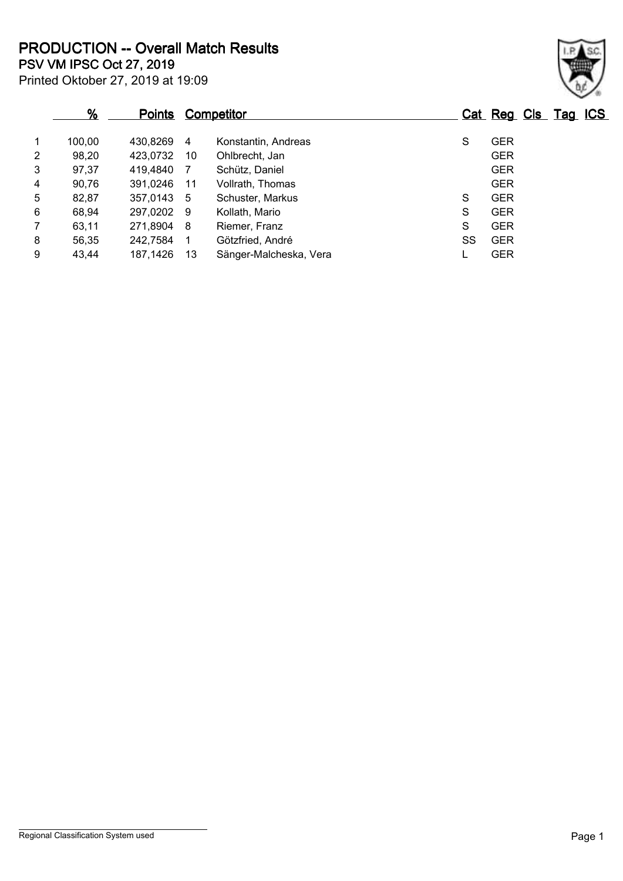# PRODUCTION -- Overall Match Results

**PSV VM IPSC Oct 27, 2019**

Printed Oktober 27, 2019 at 19:09

| | % | Points | Competitor | | Cat | Reg | Cls | Tag | ICS |
|---|---|---|---|---|---|---|---|---|---|
| 1 | 100,00 | 430,8269 | 4 | Konstantin, Andreas | S | GER | | | |
| 2 | 98,20 | 423,0732 | 10 | Ohlbrecht, Jan | | GER | | | |
| 3 | 97,37 | 419,4840 | 7 | Schütz, Daniel | | GER | | | |
| 4 | 90,76 | 391,0246 | 11 | Vollrath, Thomas | | GER | | | |
| 5 | 82,87 | 357,0143 | 5 | Schuster, Markus | S | GER | | | |
| 6 | 68,94 | 297,0202 | 9 | Kollath, Mario | S | GER | | | |
| 7 | 63,11 | 271,8904 | 8 | Riemer, Franz | S | GER | | | |
| 8 | 56,35 | 242,7584 | 1 | Götzfried, André | SS | GER | | | |
| 9 | 43,44 | 187,1426 | 13 | Sänger-Malcheska, Vera | L | GER | | | |

Regional Classification System used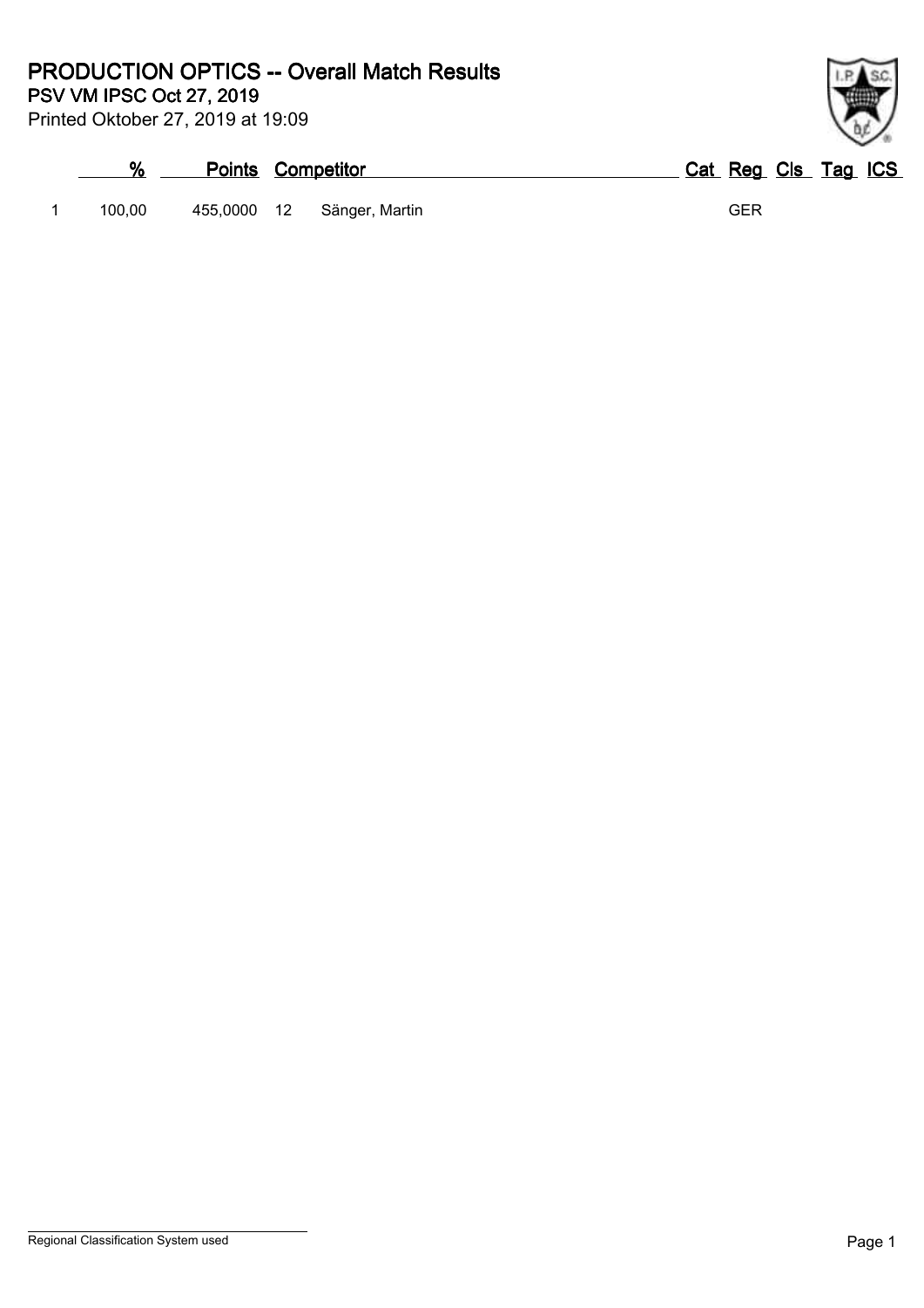# PRODUCTION OPTICS -- Overall Match Results

**PSV VM IPSC Oct 27, 2019**

Printed Oktober 27, 2019 at 19:09

| | % | Points | Competitor | | Cat | Reg | Cls | Tag | ICS |
|---|---|---|---|---|---|---|---|---|---|
| 1 | 100,00 | 455,0000 | 12 | Sänger, Martin | | GER | | | |

Regional Classification System used